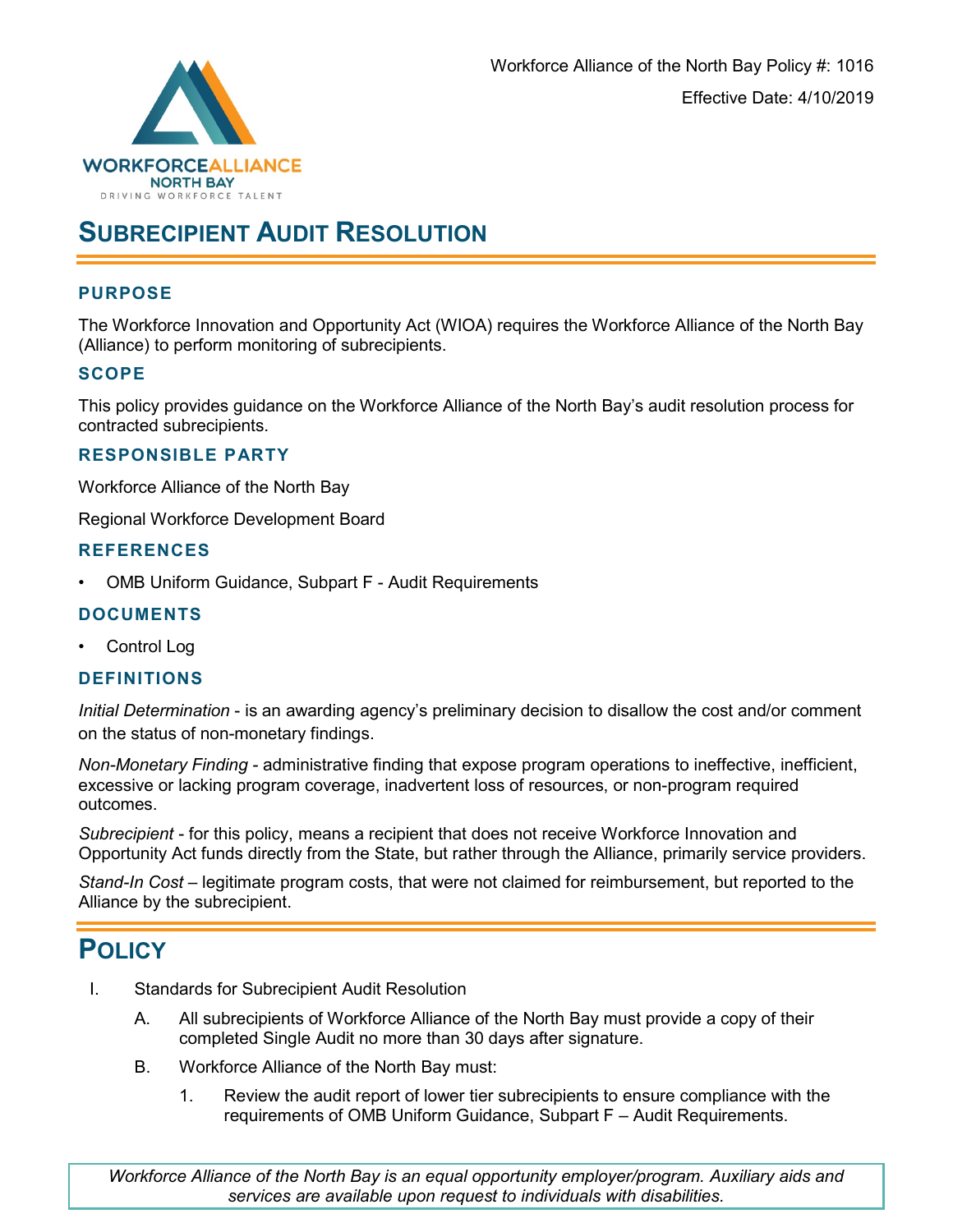Workforce Alliance of the North Bay Policy #: 1016

Effective Date: 4/10/2019

# SUBRECIPIENT AUDIT RESOLUTION

## PURPOSE

The Workforce Innovation and Opportunity Act (WIOA) requires the Workforce Alliance of the North Bay (Alliance) to perform monitoring of subrecipients.

## SCOPE

This policy provides guidance on the Workforce Alliance of the North Bay's audit resolution process for contracted subrecipients.

## RESPONSIBLE PARTY

Workforce Alliance of the North Bay

Regional Workforce Development Board

## REFERENCES

- OMB Uniform Guidance, Subpart F - Audit Requirements

## DOCUMENTS

- Control Log

## DEFINITIONS

*Initial Determination* - is an awarding agency's preliminary decision to disallow the cost and/or comment on the status of non-monetary findings.

*Non-Monetary Finding* - administrative finding that expose program operations to ineffective, inefficient, excessive or lacking program coverage, inadvertent loss of resources, or non-program required outcomes.

*Subrecipient* - for this policy, means a recipient that does not receive Workforce Innovation and Opportunity Act funds directly from the State, but rather through the Alliance, primarily service providers.

*Stand-In Cost* – legitimate program costs, that were not claimed for reimbursement, but reported to the Alliance by the subrecipient.

# POLICY

I. Standards for Subrecipient Audit Resolution

   A. All subrecipients of Workforce Alliance of the North Bay must provide a copy of their completed Single Audit no more than 30 days after signature.

   B. Workforce Alliance of the North Bay must:

      1. Review the audit report of lower tier subrecipients to ensure compliance with the requirements of OMB Uniform Guidance, Subpart F – Audit Requirements.

*Workforce Alliance of the North Bay is an equal opportunity employer/program. Auxiliary aids and services are available upon request to individuals with disabilities.*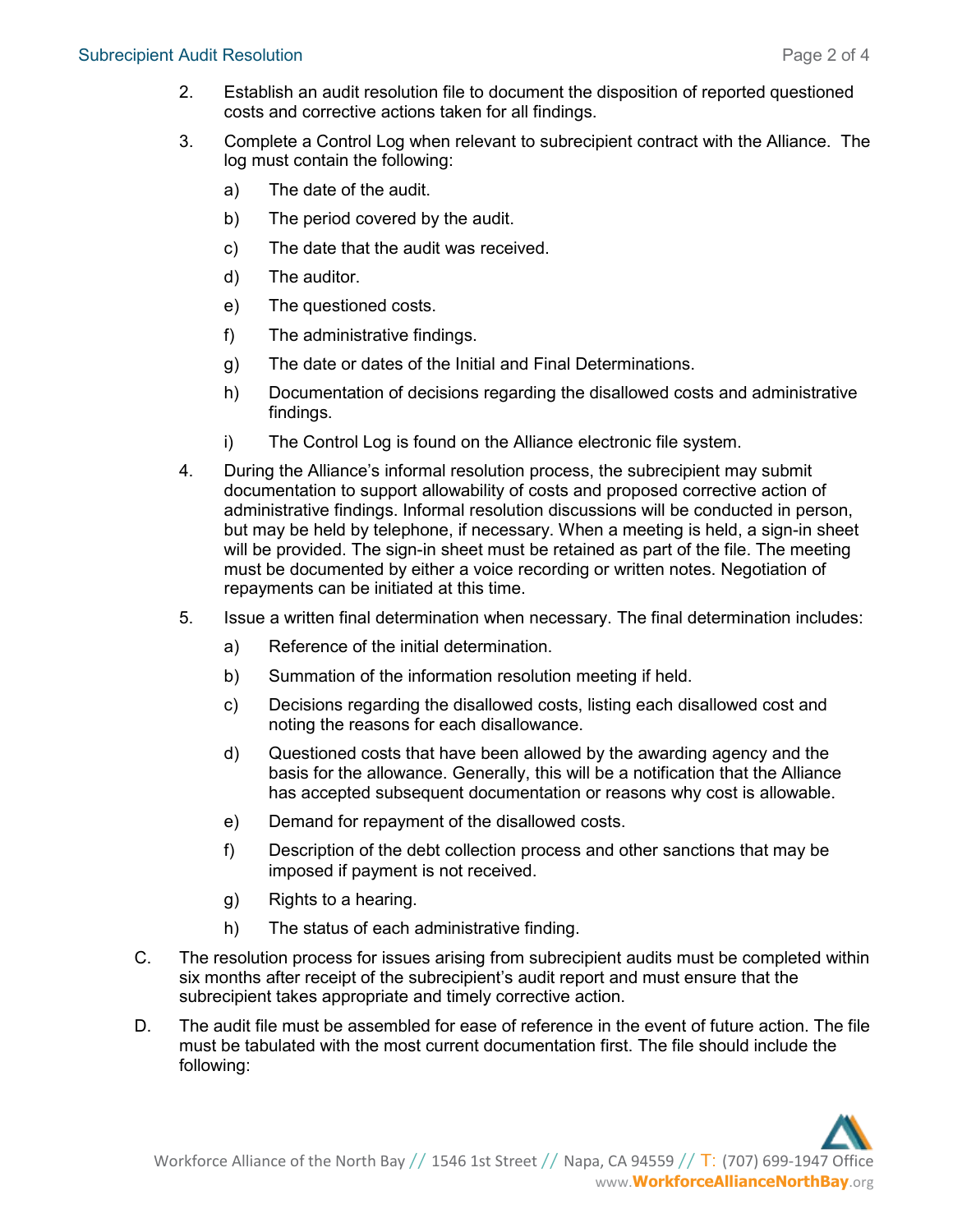2. Establish an audit resolution file to document the disposition of reported questioned costs and corrective actions taken for all findings.

3. Complete a Control Log when relevant to subrecipient contract with the Alliance. The log must contain the following:

   a) The date of the audit.

   b) The period covered by the audit.

   c) The date that the audit was received.

   d) The auditor.

   e) The questioned costs.

   f) The administrative findings.

   g) The date or dates of the Initial and Final Determinations.

   h) Documentation of decisions regarding the disallowed costs and administrative findings.

   i) The Control Log is found on the Alliance electronic file system.

4. During the Alliance's informal resolution process, the subrecipient may submit documentation to support allowability of costs and proposed corrective action of administrative findings. Informal resolution discussions will be conducted in person, but may be held by telephone, if necessary. When a meeting is held, a sign-in sheet will be provided. The sign-in sheet must be retained as part of the file. The meeting must be documented by either a voice recording or written notes. Negotiation of repayments can be initiated at this time.

5. Issue a written final determination when necessary. The final determination includes:

   a) Reference of the initial determination.

   b) Summation of the information resolution meeting if held.

   c) Decisions regarding the disallowed costs, listing each disallowed cost and noting the reasons for each disallowance.

   d) Questioned costs that have been allowed by the awarding agency and the basis for the allowance. Generally, this will be a notification that the Alliance has accepted subsequent documentation or reasons why cost is allowable.

   e) Demand for repayment of the disallowed costs.

   f) Description of the debt collection process and other sanctions that may be imposed if payment is not received.

   g) Rights to a hearing.

   h) The status of each administrative finding.

C. The resolution process for issues arising from subrecipient audits must be completed within six months after receipt of the subrecipient's audit report and must ensure that the subrecipient takes appropriate and timely corrective action.

D. The audit file must be assembled for ease of reference in the event of future action. The file must be tabulated with the most current documentation first. The file should include the following: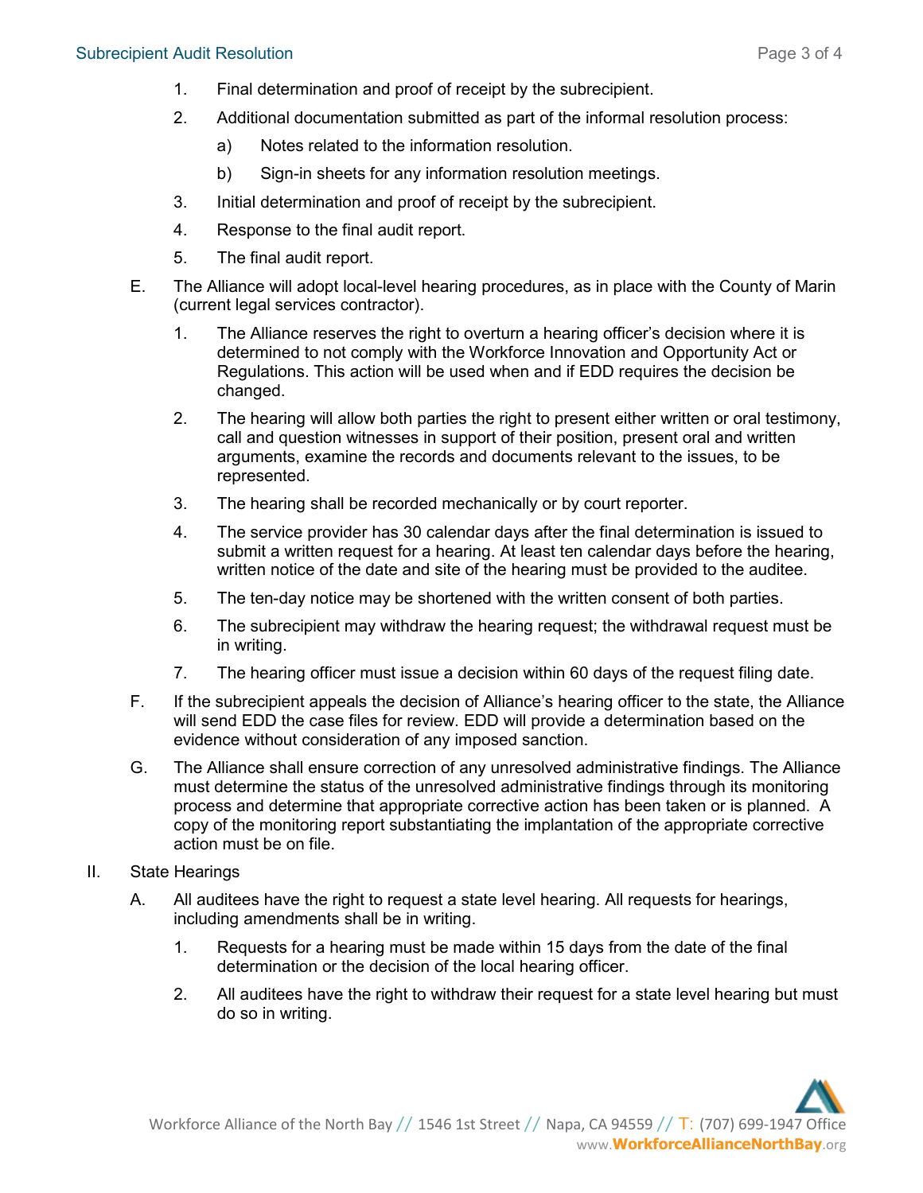1. Final determination and proof of receipt by the subrecipient.
2. Additional documentation submitted as part of the informal resolution process:
    a) Notes related to the information resolution.
    b) Sign-in sheets for any information resolution meetings.
3. Initial determination and proof of receipt by the subrecipient.
4. Response to the final audit report.
5. The final audit report.

E. The Alliance will adopt local-level hearing procedures, as in place with the County of Marin (current legal services contractor).

1. The Alliance reserves the right to overturn a hearing officer's decision where it is determined to not comply with the Workforce Innovation and Opportunity Act or Regulations. This action will be used when and if EDD requires the decision be changed.
2. The hearing will allow both parties the right to present either written or oral testimony, call and question witnesses in support of their position, present oral and written arguments, examine the records and documents relevant to the issues, to be represented.
3. The hearing shall be recorded mechanically or by court reporter.
4. The service provider has 30 calendar days after the final determination is issued to submit a written request for a hearing. At least ten calendar days before the hearing, written notice of the date and site of the hearing must be provided to the auditee.
5. The ten-day notice may be shortened with the written consent of both parties.
6. The subrecipient may withdraw the hearing request; the withdrawal request must be in writing.
7. The hearing officer must issue a decision within 60 days of the request filing date.

F. If the subrecipient appeals the decision of Alliance's hearing officer to the state, the Alliance will send EDD the case files for review. EDD will provide a determination based on the evidence without consideration of any imposed sanction.

G. The Alliance shall ensure correction of any unresolved administrative findings. The Alliance must determine the status of the unresolved administrative findings through its monitoring process and determine that appropriate corrective action has been taken or is planned. A copy of the monitoring report substantiating the implantation of the appropriate corrective action must be on file.

II. State Hearings

A. All auditees have the right to request a state level hearing. All requests for hearings, including amendments shall be in writing.

1. Requests for a hearing must be made within 15 days from the date of the final determination or the decision of the local hearing officer.
2. All auditees have the right to withdraw their request for a state level hearing but must do so in writing.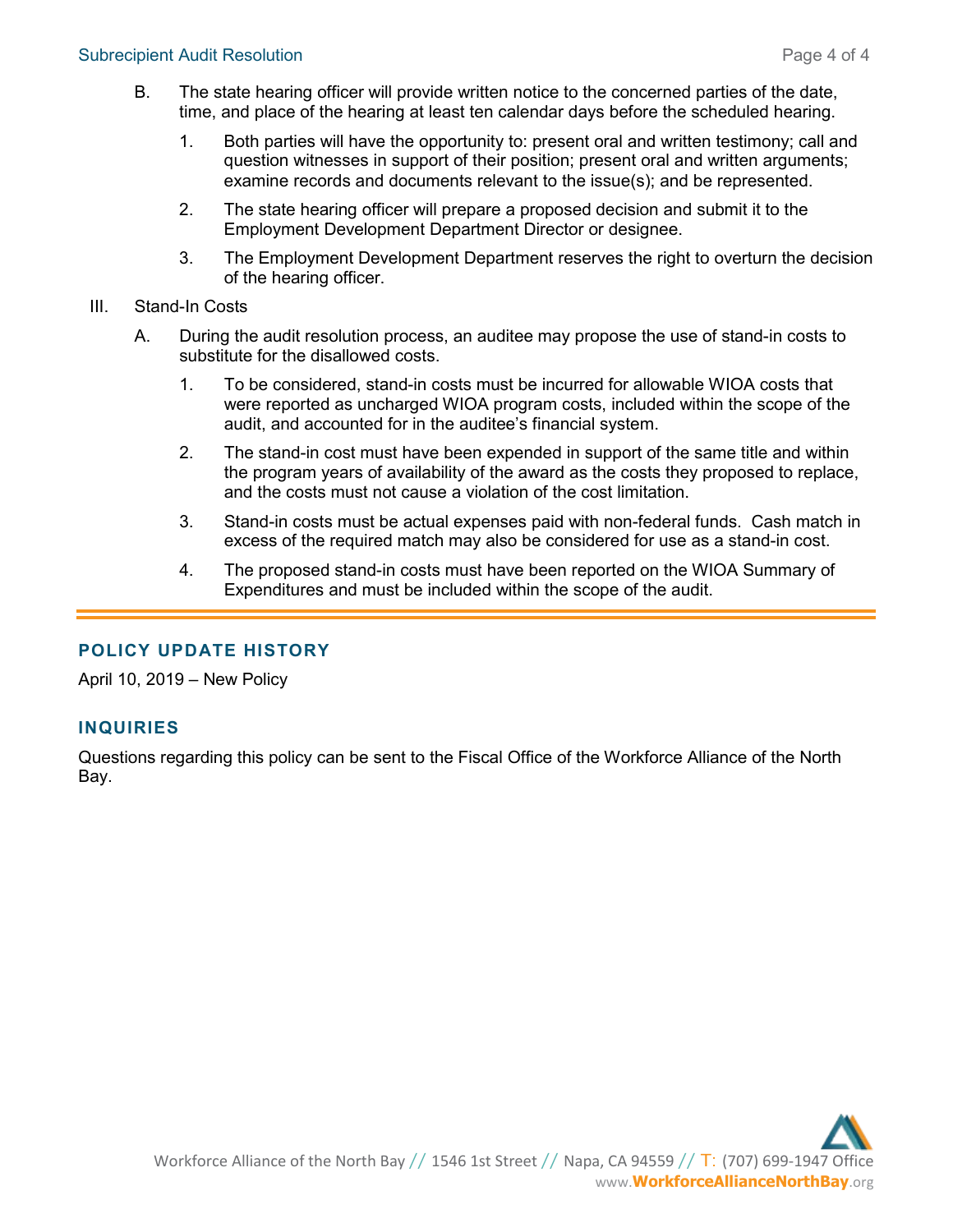B. The state hearing officer will provide written notice to the concerned parties of the date, time, and place of the hearing at least ten calendar days before the scheduled hearing.

   1. Both parties will have the opportunity to: present oral and written testimony; call and question witnesses in support of their position; present oral and written arguments; examine records and documents relevant to the issue(s); and be represented.

   2. The state hearing officer will prepare a proposed decision and submit it to the Employment Development Department Director or designee.

   3. The Employment Development Department reserves the right to overturn the decision of the hearing officer.

III. Stand-In Costs

A. During the audit resolution process, an auditee may propose the use of stand-in costs to substitute for the disallowed costs.

   1. To be considered, stand-in costs must be incurred for allowable WIOA costs that were reported as uncharged WIOA program costs, included within the scope of the audit, and accounted for in the auditee's financial system.

   2. The stand-in cost must have been expended in support of the same title and within the program years of availability of the award as the costs they proposed to replace, and the costs must not cause a violation of the cost limitation.

   3. Stand-in costs must be actual expenses paid with non-federal funds. Cash match in excess of the required match may also be considered for use as a stand-in cost.

   4. The proposed stand-in costs must have been reported on the WIOA Summary of Expenditures and must be included within the scope of the audit.

---

## POLICY UPDATE HISTORY

April 10, 2019 – New Policy

## INQUIRIES

Questions regarding this policy can be sent to the Fiscal Office of the Workforce Alliance of the North Bay.

Workforce Alliance of the North Bay // 1546 1st Street // Napa, CA 94559 // T: (707) 699-1947 Office
www.WorkforceAllianceNorthBay.org